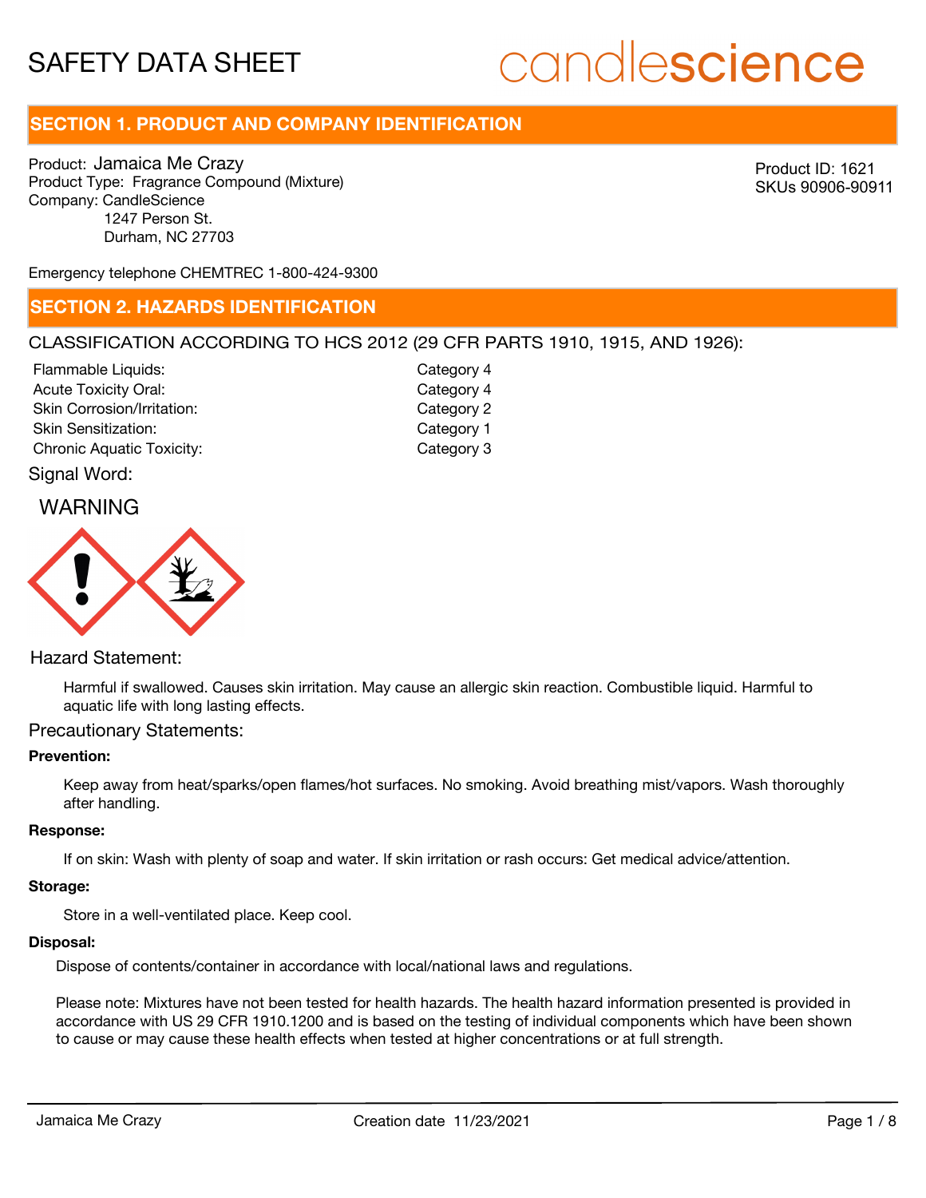# SAFETY DATA SHEET

candlescience

## SECTION 1. PRODUCT AND COMPANY IDENTIFICATION

Product: Jamaica Me Crazy
Product Type: Fragrance Compound (Mixture)
Company: CandleScience
1247 Person St.
Durham, NC 27703

Product ID: 1621
SKUs 90906-90911

Emergency telephone CHEMTREC 1-800-424-9300

## SECTION 2. HAZARDS IDENTIFICATION

CLASSIFICATION ACCORDING TO HCS 2012 (29 CFR PARTS 1910, 1915, AND 1926):

| | |
|---|---|
| Flammable Liquids: | Category 4 |
| Acute Toxicity Oral: | Category 4 |
| Skin Corrosion/Irritation: | Category 2 |
| Skin Sensitization: | Category 1 |
| Chronic Aquatic Toxicity: | Category 3 |

Signal Word:

WARNING

Hazard Statement:

Harmful if swallowed. Causes skin irritation. May cause an allergic skin reaction. Combustible liquid. Harmful to aquatic life with long lasting effects.

Precautionary Statements:

**Prevention:**

Keep away from heat/sparks/open flames/hot surfaces. No smoking. Avoid breathing mist/vapors. Wash thoroughly after handling.

**Response:**

If on skin: Wash with plenty of soap and water. If skin irritation or rash occurs: Get medical advice/attention.

**Storage:**

Store in a well-ventilated place. Keep cool.

**Disposal:**

Dispose of contents/container in accordance with local/national laws and regulations.

Please note: Mixtures have not been tested for health hazards. The health hazard information presented is provided in accordance with US 29 CFR 1910.1200 and is based on the testing of individual components which have been shown to cause or may cause these health effects when tested at higher concentrations or at full strength.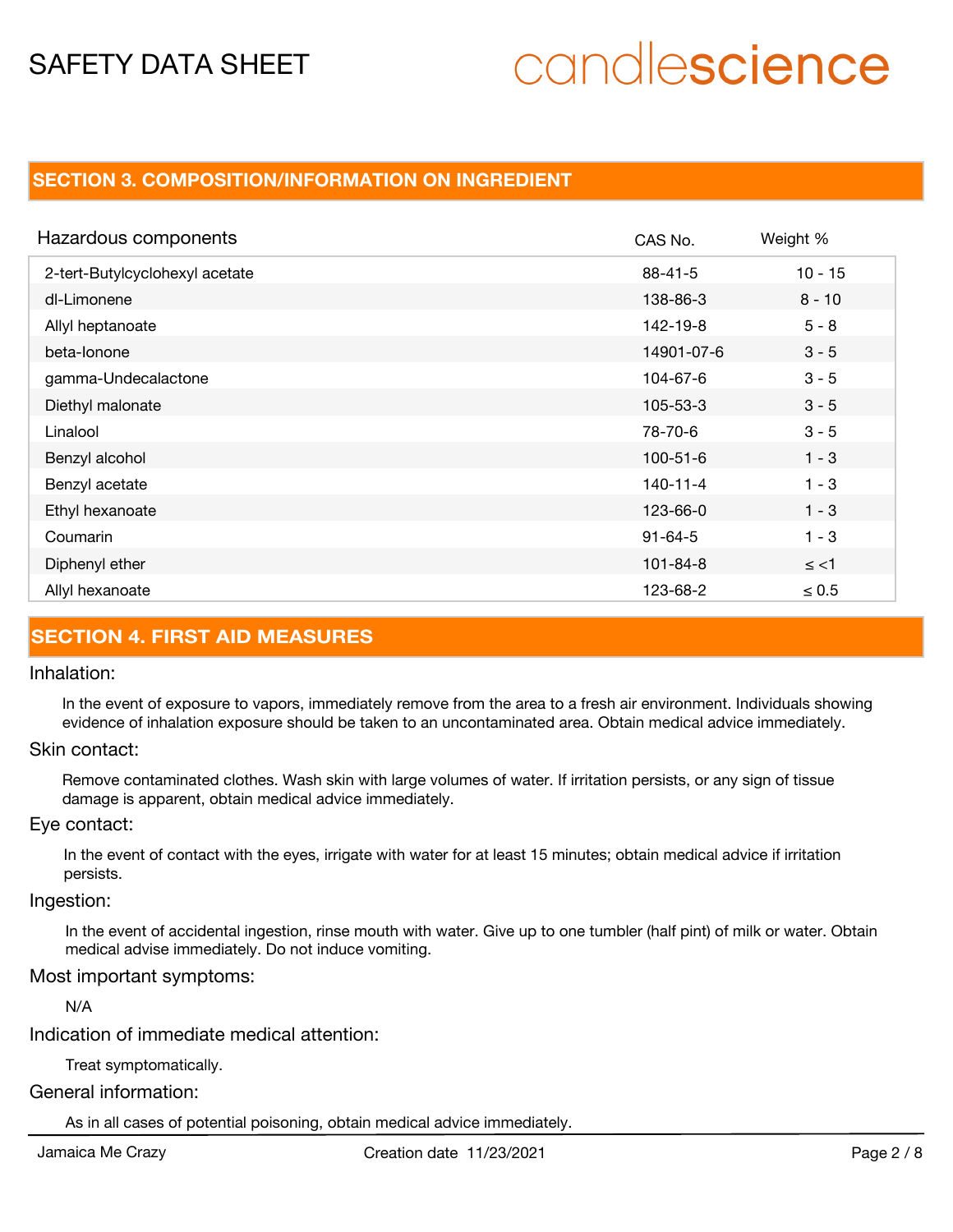## SECTION 3. COMPOSITION/INFORMATION ON INGREDIENT

| Hazardous components | CAS No. | Weight % |
|---|---|---|
| 2-tert-Butylcyclohexyl acetate | 88-41-5 | 10 - 15 |
| dl-Limonene | 138-86-3 | 8 - 10 |
| Allyl heptanoate | 142-19-8 | 5 - 8 |
| beta-Ionone | 14901-07-6 | 3 - 5 |
| gamma-Undecalactone | 104-67-6 | 3 - 5 |
| Diethyl malonate | 105-53-3 | 3 - 5 |
| Linalool | 78-70-6 | 3 - 5 |
| Benzyl alcohol | 100-51-6 | 1 - 3 |
| Benzyl acetate | 140-11-4 | 1 - 3 |
| Ethyl hexanoate | 123-66-0 | 1 - 3 |
| Coumarin | 91-64-5 | 1 - 3 |
| Diphenyl ether | 101-84-8 | ≤ <1 |
| Allyl hexanoate | 123-68-2 | ≤ 0.5 |

## SECTION 4. FIRST AID MEASURES

Inhalation:

In the event of exposure to vapors, immediately remove from the area to a fresh air environment. Individuals showing evidence of inhalation exposure should be taken to an uncontaminated area. Obtain medical advice immediately.

Skin contact:

Remove contaminated clothes. Wash skin with large volumes of water. If irritation persists, or any sign of tissue damage is apparent, obtain medical advice immediately.

Eye contact:

In the event of contact with the eyes, irrigate with water for at least 15 minutes; obtain medical advice if irritation persists.

Ingestion:

In the event of accidental ingestion, rinse mouth with water. Give up to one tumbler (half pint) of milk or water. Obtain medical advise immediately. Do not induce vomiting.

Most important symptoms:

N/A

Indication of immediate medical attention:

Treat symptomatically.

General information:

As in all cases of potential poisoning, obtain medical advice immediately.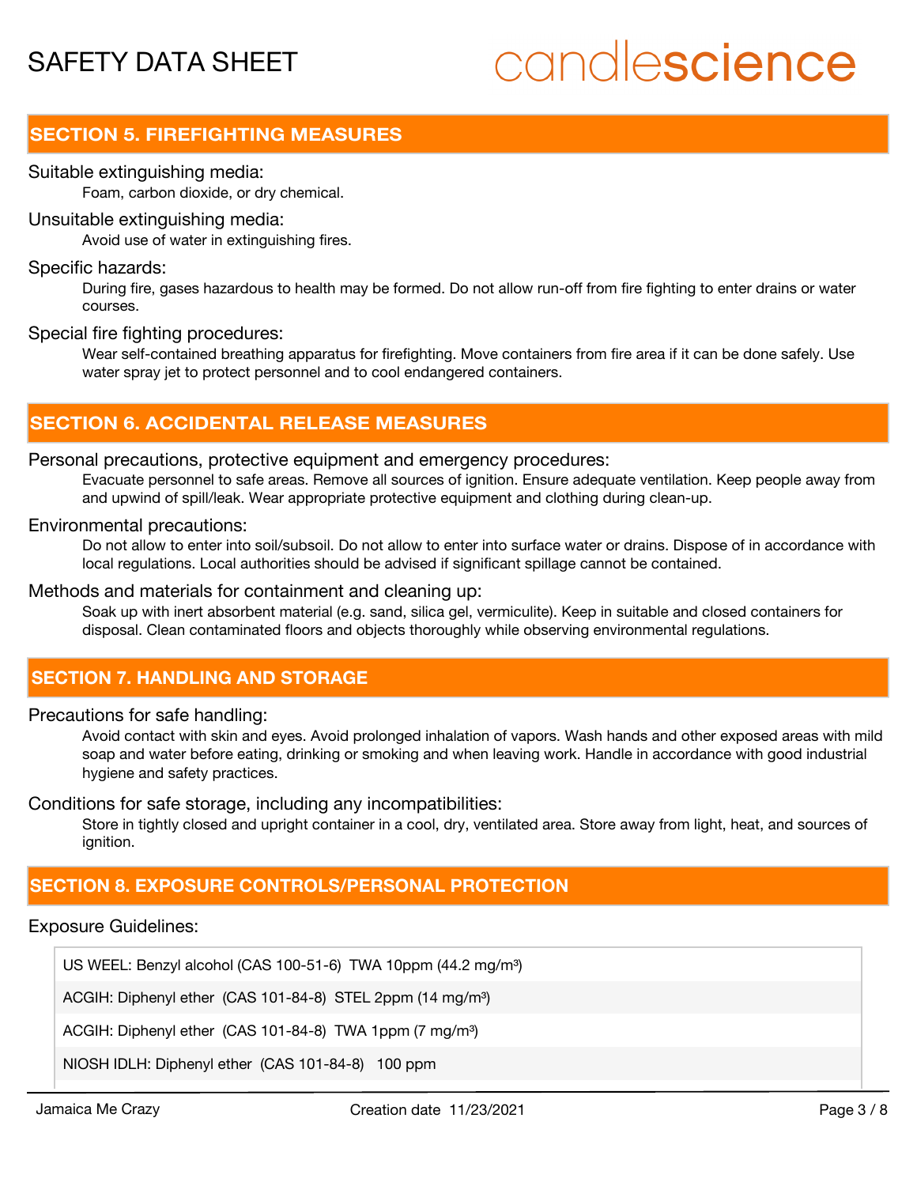## SECTION 5. FIREFIGHTING MEASURES

Suitable extinguishing media:

Foam, carbon dioxide, or dry chemical.

Unsuitable extinguishing media:

Avoid use of water in extinguishing fires.

Specific hazards:

During fire, gases hazardous to health may be formed. Do not allow run-off from fire fighting to enter drains or water courses.

Special fire fighting procedures:

Wear self-contained breathing apparatus for firefighting. Move containers from fire area if it can be done safely. Use water spray jet to protect personnel and to cool endangered containers.

## SECTION 6. ACCIDENTAL RELEASE MEASURES

Personal precautions, protective equipment and emergency procedures:

Evacuate personnel to safe areas. Remove all sources of ignition. Ensure adequate ventilation. Keep people away from and upwind of spill/leak. Wear appropriate protective equipment and clothing during clean-up.

Environmental precautions:

Do not allow to enter into soil/subsoil. Do not allow to enter into surface water or drains. Dispose of in accordance with local regulations. Local authorities should be advised if significant spillage cannot be contained.

Methods and materials for containment and cleaning up:

Soak up with inert absorbent material (e.g. sand, silica gel, vermiculite). Keep in suitable and closed containers for disposal. Clean contaminated floors and objects thoroughly while observing environmental regulations.

## SECTION 7. HANDLING AND STORAGE

Precautions for safe handling:

Avoid contact with skin and eyes. Avoid prolonged inhalation of vapors. Wash hands and other exposed areas with mild soap and water before eating, drinking or smoking and when leaving work. Handle in accordance with good industrial hygiene and safety practices.

Conditions for safe storage, including any incompatibilities:

Store in tightly closed and upright container in a cool, dry, ventilated area. Store away from light, heat, and sources of ignition.

## SECTION 8. EXPOSURE CONTROLS/PERSONAL PROTECTION

Exposure Guidelines:

| |
|---|
| US WEEL: Benzyl alcohol (CAS 100-51-6) TWA 10ppm (44.2 mg/m³) |
| ACGIH: Diphenyl ether (CAS 101-84-8) STEL 2ppm (14 mg/m³) |
| ACGIH: Diphenyl ether (CAS 101-84-8) TWA 1ppm (7 mg/m³) |
| NIOSH IDLH: Diphenyl ether (CAS 101-84-8) 100 ppm |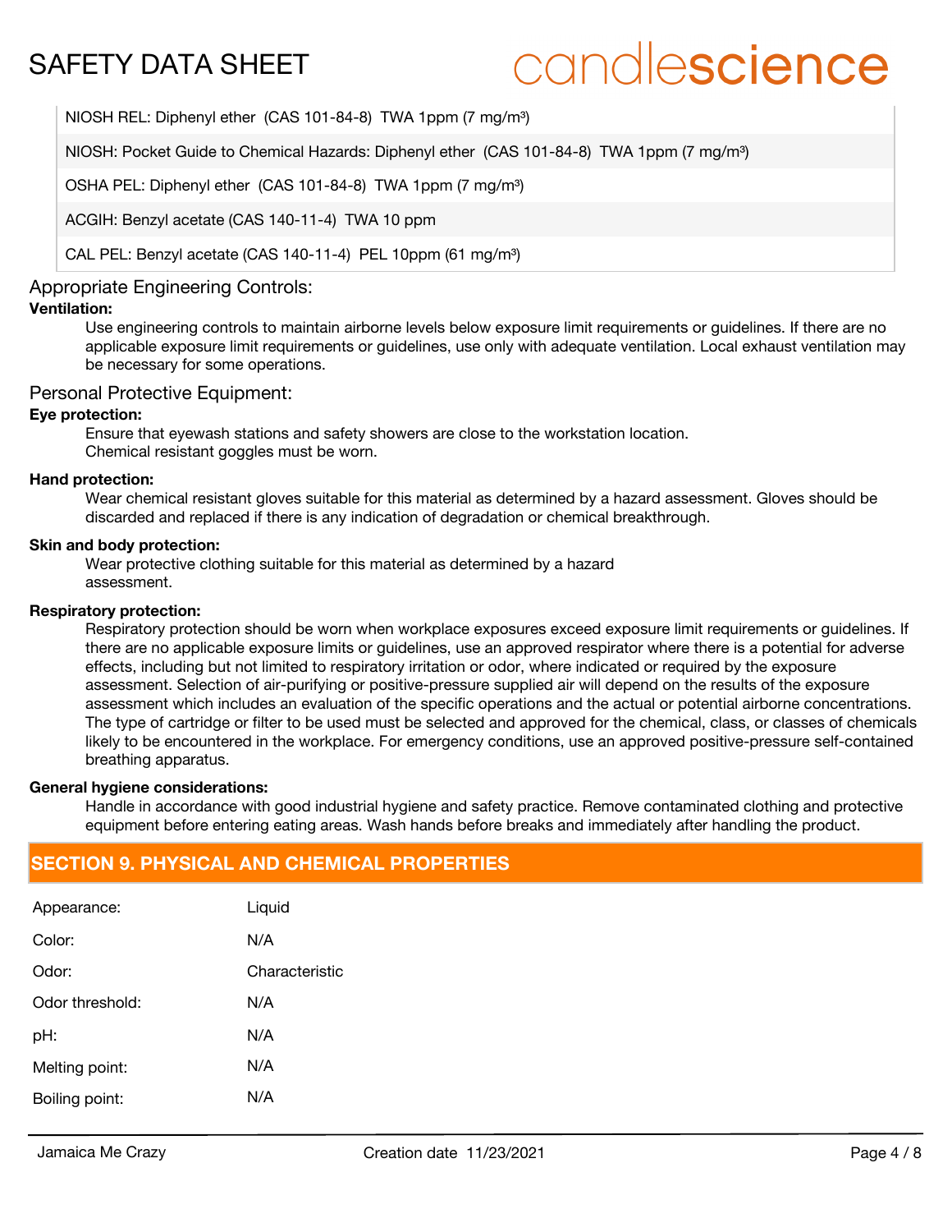| |
|---|
| NIOSH REL: Diphenyl ether (CAS 101-84-8) TWA 1ppm (7 mg/m³) |
| NIOSH: Pocket Guide to Chemical Hazards: Diphenyl ether (CAS 101-84-8) TWA 1ppm (7 mg/m³) |
| OSHA PEL: Diphenyl ether (CAS 101-84-8) TWA 1ppm (7 mg/m³) |
| ACGIH: Benzyl acetate (CAS 140-11-4) TWA 10 ppm |
| CAL PEL: Benzyl acetate (CAS 140-11-4) PEL 10ppm (61 mg/m³) |

### Appropriate Engineering Controls:

**Ventilation:**

Use engineering controls to maintain airborne levels below exposure limit requirements or guidelines. If there are no applicable exposure limit requirements or guidelines, use only with adequate ventilation. Local exhaust ventilation may be necessary for some operations.

### Personal Protective Equipment:

**Eye protection:**

Ensure that eyewash stations and safety showers are close to the workstation location.
Chemical resistant goggles must be worn.

**Hand protection:**

Wear chemical resistant gloves suitable for this material as determined by a hazard assessment. Gloves should be discarded and replaced if there is any indication of degradation or chemical breakthrough.

**Skin and body protection:**

Wear protective clothing suitable for this material as determined by a hazard assessment.

**Respiratory protection:**

Respiratory protection should be worn when workplace exposures exceed exposure limit requirements or guidelines. If there are no applicable exposure limits or guidelines, use an approved respirator where there is a potential for adverse effects, including but not limited to respiratory irritation or odor, where indicated or required by the exposure assessment. Selection of air-purifying or positive-pressure supplied air will depend on the results of the exposure assessment which includes an evaluation of the specific operations and the actual or potential airborne concentrations. The type of cartridge or filter to be used must be selected and approved for the chemical, class, or classes of chemicals likely to be encountered in the workplace. For emergency conditions, use an approved positive-pressure self-contained breathing apparatus.

**General hygiene considerations:**

Handle in accordance with good industrial hygiene and safety practice. Remove contaminated clothing and protective equipment before entering eating areas. Wash hands before breaks and immediately after handling the product.

## SECTION 9. PHYSICAL AND CHEMICAL PROPERTIES

| | |
|---|---|
| Appearance: | Liquid |
| Color: | N/A |
| Odor: | Characteristic |
| Odor threshold: | N/A |
| pH: | N/A |
| Melting point: | N/A |
| Boiling point: | N/A |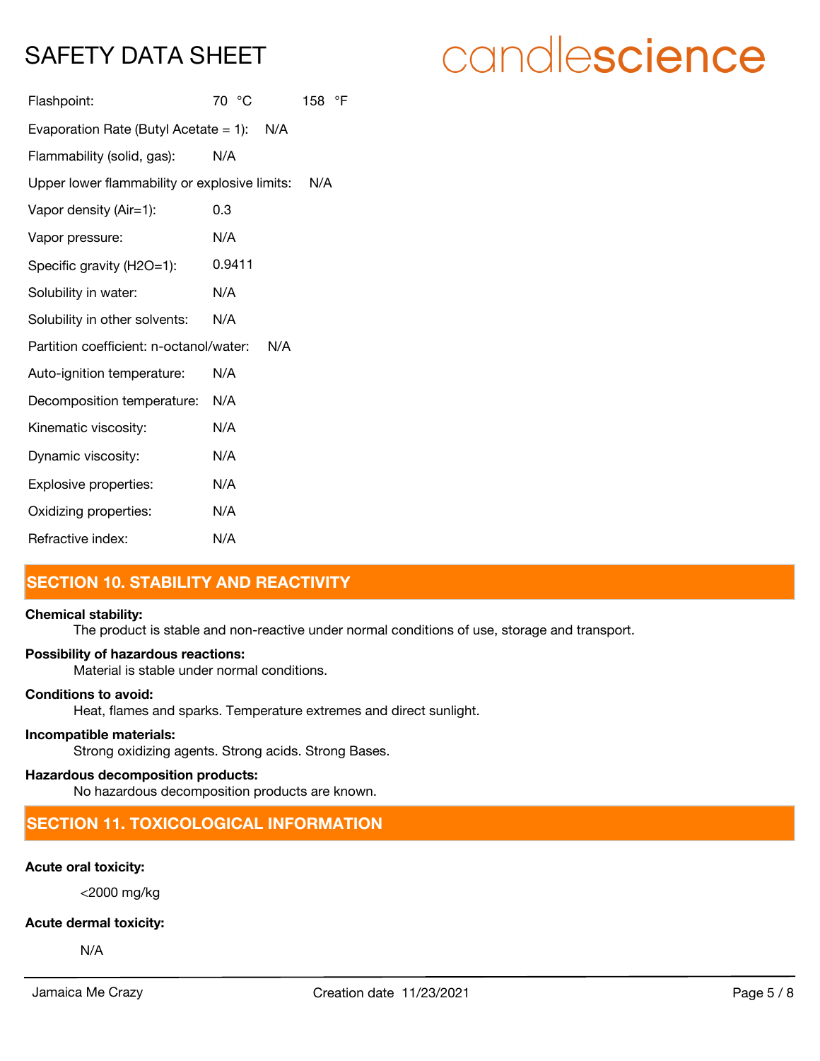| | | |
|---|---|---|
| Flashpoint: | 70 °C | 158 °F |
| Evaporation Rate (Butyl Acetate = 1): | N/A | |
| Flammability (solid, gas): | N/A | |
| Upper lower flammability or explosive limits: | N/A | |
| Vapor density (Air=1): | 0.3 | |
| Vapor pressure: | N/A | |
| Specific gravity (H2O=1): | 0.9411 | |
| Solubility in water: | N/A | |
| Solubility in other solvents: | N/A | |
| Partition coefficient: n-octanol/water: | N/A | |
| Auto-ignition temperature: | N/A | |
| Decomposition temperature: | N/A | |
| Kinematic viscosity: | N/A | |
| Dynamic viscosity: | N/A | |
| Explosive properties: | N/A | |
| Oxidizing properties: | N/A | |
| Refractive index: | N/A | |

## SECTION 10. STABILITY AND REACTIVITY

**Chemical stability:**

The product is stable and non-reactive under normal conditions of use, storage and transport.

**Possibility of hazardous reactions:**

Material is stable under normal conditions.

**Conditions to avoid:**

Heat, flames and sparks. Temperature extremes and direct sunlight.

**Incompatible materials:**

Strong oxidizing agents. Strong acids. Strong Bases.

**Hazardous decomposition products:**

No hazardous decomposition products are known.

## SECTION 11. TOXICOLOGICAL INFORMATION

**Acute oral toxicity:**

<2000 mg/kg

**Acute dermal toxicity:**

N/A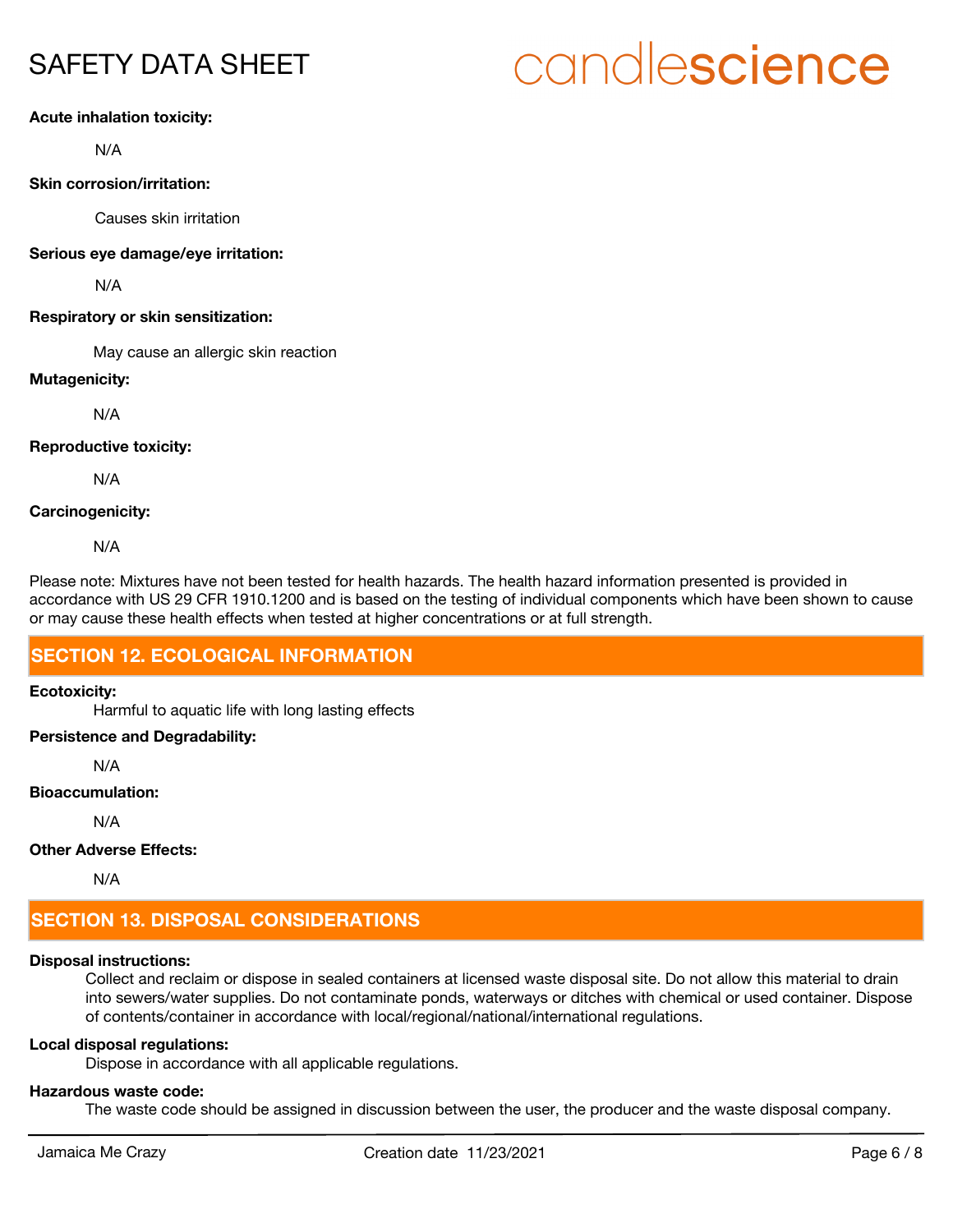**Acute inhalation toxicity:**

N/A

**Skin corrosion/irritation:**

Causes skin irritation

**Serious eye damage/eye irritation:**

N/A

**Respiratory or skin sensitization:**

May cause an allergic skin reaction

**Mutagenicity:**

N/A

**Reproductive toxicity:**

N/A

**Carcinogenicity:**

N/A

Please note: Mixtures have not been tested for health hazards. The health hazard information presented is provided in accordance with US 29 CFR 1910.1200 and is based on the testing of individual components which have been shown to cause or may cause these health effects when tested at higher concentrations or at full strength.

## SECTION 12. ECOLOGICAL INFORMATION

**Ecotoxicity:**

Harmful to aquatic life with long lasting effects

**Persistence and Degradability:**

N/A

**Bioaccumulation:**

N/A

**Other Adverse Effects:**

N/A

## SECTION 13. DISPOSAL CONSIDERATIONS

**Disposal instructions:**

Collect and reclaim or dispose in sealed containers at licensed waste disposal site. Do not allow this material to drain into sewers/water supplies. Do not contaminate ponds, waterways or ditches with chemical or used container. Dispose of contents/container in accordance with local/regional/national/international regulations.

**Local disposal regulations:**

Dispose in accordance with all applicable regulations.

**Hazardous waste code:**

The waste code should be assigned in discussion between the user, the producer and the waste disposal company.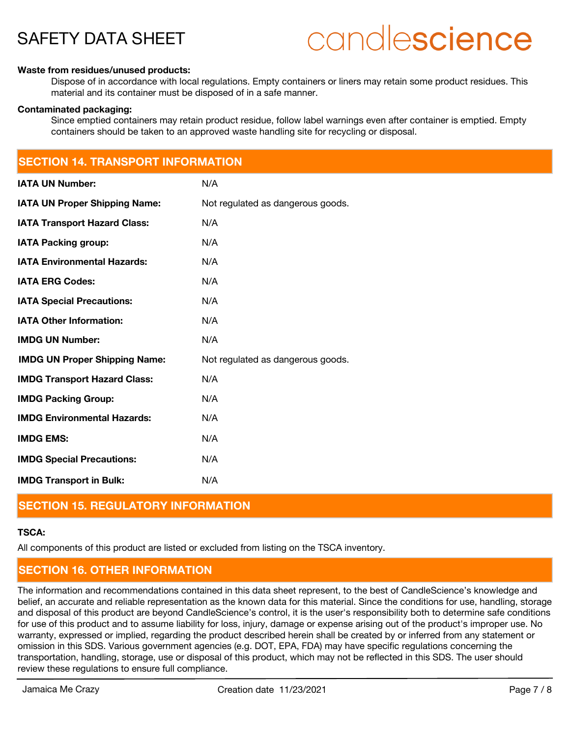**Waste from residues/unused products:**

Dispose of in accordance with local regulations. Empty containers or liners may retain some product residues. This material and its container must be disposed of in a safe manner.

**Contaminated packaging:**

Since emptied containers may retain product residue, follow label warnings even after container is emptied. Empty containers should be taken to an approved waste handling site for recycling or disposal.

## SECTION 14. TRANSPORT INFORMATION

| | |
|---|---|
| **IATA UN Number:** | N/A |
| **IATA UN Proper Shipping Name:** | Not regulated as dangerous goods. |
| **IATA Transport Hazard Class:** | N/A |
| **IATA Packing group:** | N/A |
| **IATA Environmental Hazards:** | N/A |
| **IATA ERG Codes:** | N/A |
| **IATA Special Precautions:** | N/A |
| **IATA Other Information:** | N/A |
| **IMDG UN Number:** | N/A |
| **IMDG UN Proper Shipping Name:** | Not regulated as dangerous goods. |
| **IMDG Transport Hazard Class:** | N/A |
| **IMDG Packing Group:** | N/A |
| **IMDG Environmental Hazards:** | N/A |
| **IMDG EMS:** | N/A |
| **IMDG Special Precautions:** | N/A |
| **IMDG Transport in Bulk:** | N/A |

## SECTION 15. REGULATORY INFORMATION

**TSCA:**

All components of this product are listed or excluded from listing on the TSCA inventory.

## SECTION 16. OTHER INFORMATION

The information and recommendations contained in this data sheet represent, to the best of CandleScience's knowledge and belief, an accurate and reliable representation as the known data for this material. Since the conditions for use, handling, storage and disposal of this product are beyond CandleScience's control, it is the user's responsibility both to determine safe conditions for use of this product and to assume liability for loss, injury, damage or expense arising out of the product's improper use. No warranty, expressed or implied, regarding the product described herein shall be created by or inferred from any statement or omission in this SDS. Various government agencies (e.g. DOT, EPA, FDA) may have specific regulations concerning the transportation, handling, storage, use or disposal of this product, which may not be reflected in this SDS. The user should review these regulations to ensure full compliance.